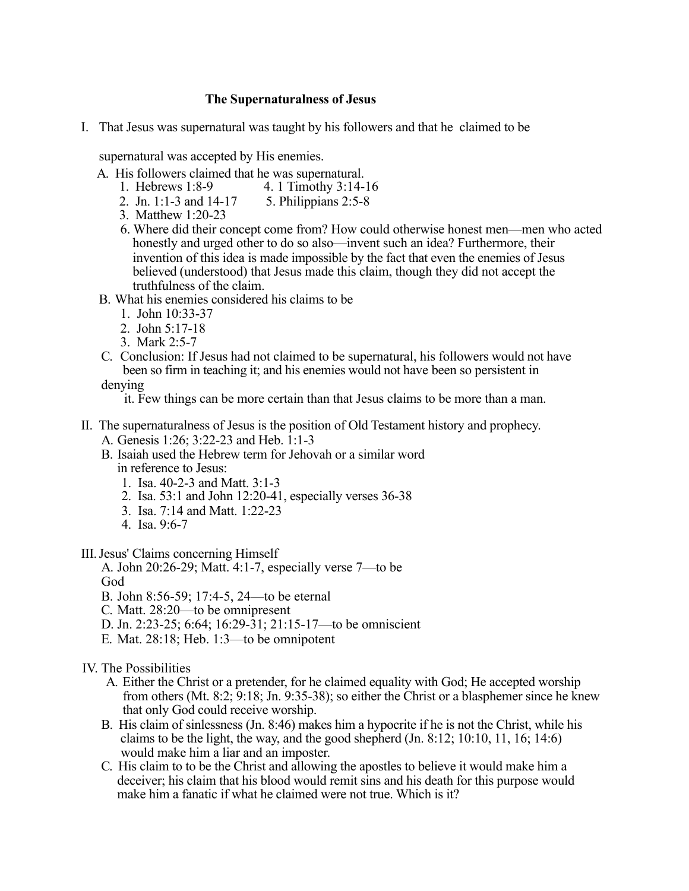# The Supernaturalness of Jesus

I. That Jesus was supernatural was taught by his followers and that he claimed to be supernatural was accepted by His enemies.

A. His followers claimed that he was supernatural.

1. Hebrews 1:8-9
2. Jn. 1:1-3 and 14-17
3. Matthew 1:20-23
4. 1 Timothy 3:14-16
5. Philippians 2:5-8
6. Where did their concept come from? How could otherwise honest men—men who acted honestly and urged other to do so also—invent such an idea? Furthermore, their invention of this idea is made impossible by the fact that even the enemies of Jesus believed (understood) that Jesus made this claim, though they did not accept the truthfulness of the claim.

B. What his enemies considered his claims to be

1. John 10:33-37
2. John 5:17-18
3. Mark 2:5-7

C. Conclusion: If Jesus had not claimed to be supernatural, his followers would not have been so firm in teaching it; and his enemies would not have been so persistent in denying it. Few things can be more certain than that Jesus claims to be more than a man.

II. The supernaturalness of Jesus is the position of Old Testament history and prophecy.

A. Genesis 1:26; 3:22-23 and Heb. 1:1-3

B. Isaiah used the Hebrew term for Jehovah or a similar word in reference to Jesus:

1. Isa. 40-2-3 and Matt. 3:1-3
2. Isa. 53:1 and John 12:20-41, especially verses 36-38
3. Isa. 7:14 and Matt. 1:22-23
4. Isa. 9:6-7

III. Jesus' Claims concerning Himself

A. John 20:26-29; Matt. 4:1-7, especially verse 7—to be God

B. John 8:56-59; 17:4-5, 24—to be eternal

C. Matt. 28:20—to be omnipresent

D. Jn. 2:23-25; 6:64; 16:29-31; 21:15-17—to be omniscient

E. Mat. 28:18; Heb. 1:3—to be omnipotent

IV. The Possibilities

A. Either the Christ or a pretender, for he claimed equality with God; He accepted worship from others (Mt. 8:2; 9:18; Jn. 9:35-38); so either the Christ or a blasphemer since he knew that only God could receive worship.

B. His claim of sinlessness (Jn. 8:46) makes him a hypocrite if he is not the Christ, while his claims to be the light, the way, and the good shepherd (Jn. 8:12; 10:10, 11, 16; 14:6) would make him a liar and an imposter.

C. His claim to to be the Christ and allowing the apostles to believe it would make him a deceiver; his claim that his blood would remit sins and his death for this purpose would make him a fanatic if what he claimed were not true. Which is it?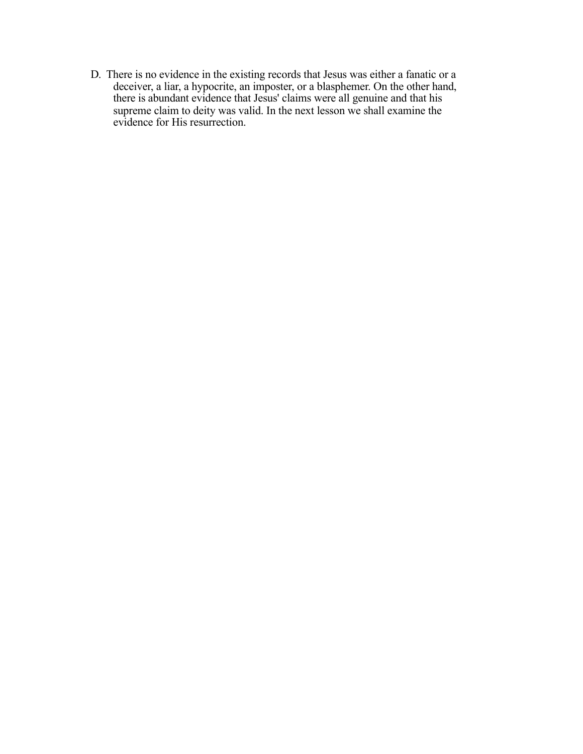D. There is no evidence in the existing records that Jesus was either a fanatic or a deceiver, a liar, a hypocrite, an imposter, or a blasphemer. On the other hand, there is abundant evidence that Jesus' claims were all genuine and that his supreme claim to deity was valid. In the next lesson we shall examine the evidence for His resurrection.